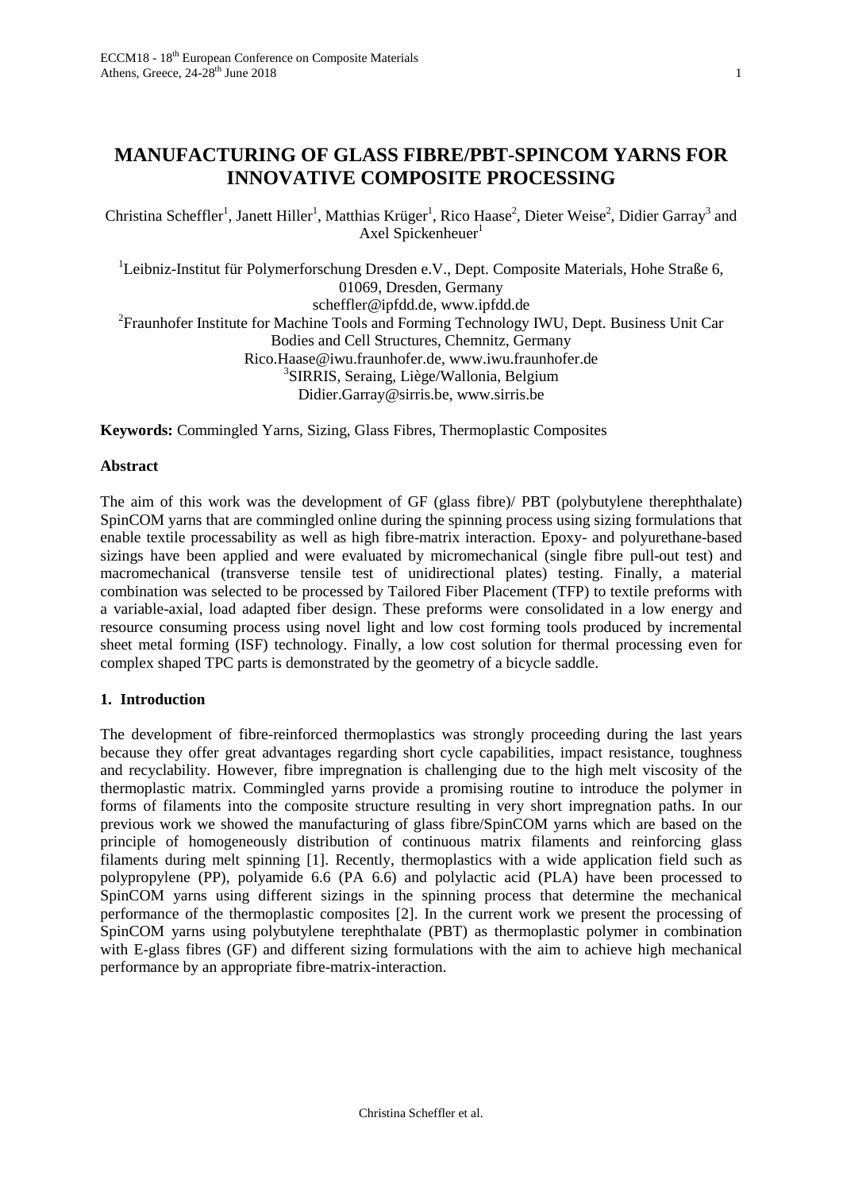# MANUFACTURING OF GLASS FIBRE/PBT-SPINCOM YARNS FOR INNOVATIVE COMPOSITE PROCESSING

Christina Scheffler[1], Janett Hiller[1], Matthias Krüger[1], Rico Haase[2], Dieter Weise[2], Didier Garray[3] and Axel Spickenheuer[1]

[1]Leibniz-Institut für Polymerforschung Dresden e.V., Dept. Composite Materials, Hohe Straße 6, 01069, Dresden, Germany  
scheffler@ipfdd.de, www.ipfdd.de  
[2]Fraunhofer Institute for Machine Tools and Forming Technology IWU, Dept. Business Unit Car Bodies and Cell Structures, Chemnitz, Germany  
Rico.Haase@iwu.fraunhofer.de, www.iwu.fraunhofer.de  
[3]SIRRIS, Seraing, Liège/Wallonia, Belgium  
Didier.Garray@sirris.be, www.sirris.be

**Keywords:** Commingled Yarns, Sizing, Glass Fibres, Thermoplastic Composites

## Abstract

The aim of this work was the development of GF (glass fibre)/ PBT (polybutylene therephthalate) SpinCOM yarns that are commingled online during the spinning process using sizing formulations that enable textile processability as well as high fibre-matrix interaction. Epoxy- and polyurethane-based sizings have been applied and were evaluated by micromechanical (single fibre pull-out test) and macromechanical (transverse tensile test of unidirectional plates) testing. Finally, a material combination was selected to be processed by Tailored Fiber Placement (TFP) to textile preforms with a variable-axial, load adapted fiber design. These preforms were consolidated in a low energy and resource consuming process using novel light and low cost forming tools produced by incremental sheet metal forming (ISF) technology. Finally, a low cost solution for thermal processing even for complex shaped TPC parts is demonstrated by the geometry of a bicycle saddle.

## 1. Introduction

The development of fibre-reinforced thermoplastics was strongly proceeding during the last years because they offer great advantages regarding short cycle capabilities, impact resistance, toughness and recyclability. However, fibre impregnation is challenging due to the high melt viscosity of the thermoplastic matrix. Commingled yarns provide a promising routine to introduce the polymer in forms of filaments into the composite structure resulting in very short impregnation paths. In our previous work we showed the manufacturing of glass fibre/SpinCOM yarns which are based on the principle of homogeneously distribution of continuous matrix filaments and reinforcing glass filaments during melt spinning [1]. Recently, thermoplastics with a wide application field such as polypropylene (PP), polyamide 6.6 (PA 6.6) and polylactic acid (PLA) have been processed to SpinCOM yarns using different sizings in the spinning process that determine the mechanical performance of the thermoplastic composites [2]. In the current work we present the processing of SpinCOM yarns using polybutylene terephthalate (PBT) as thermoplastic polymer in combination with E-glass fibres (GF) and different sizing formulations with the aim to achieve high mechanical performance by an appropriate fibre-matrix-interaction.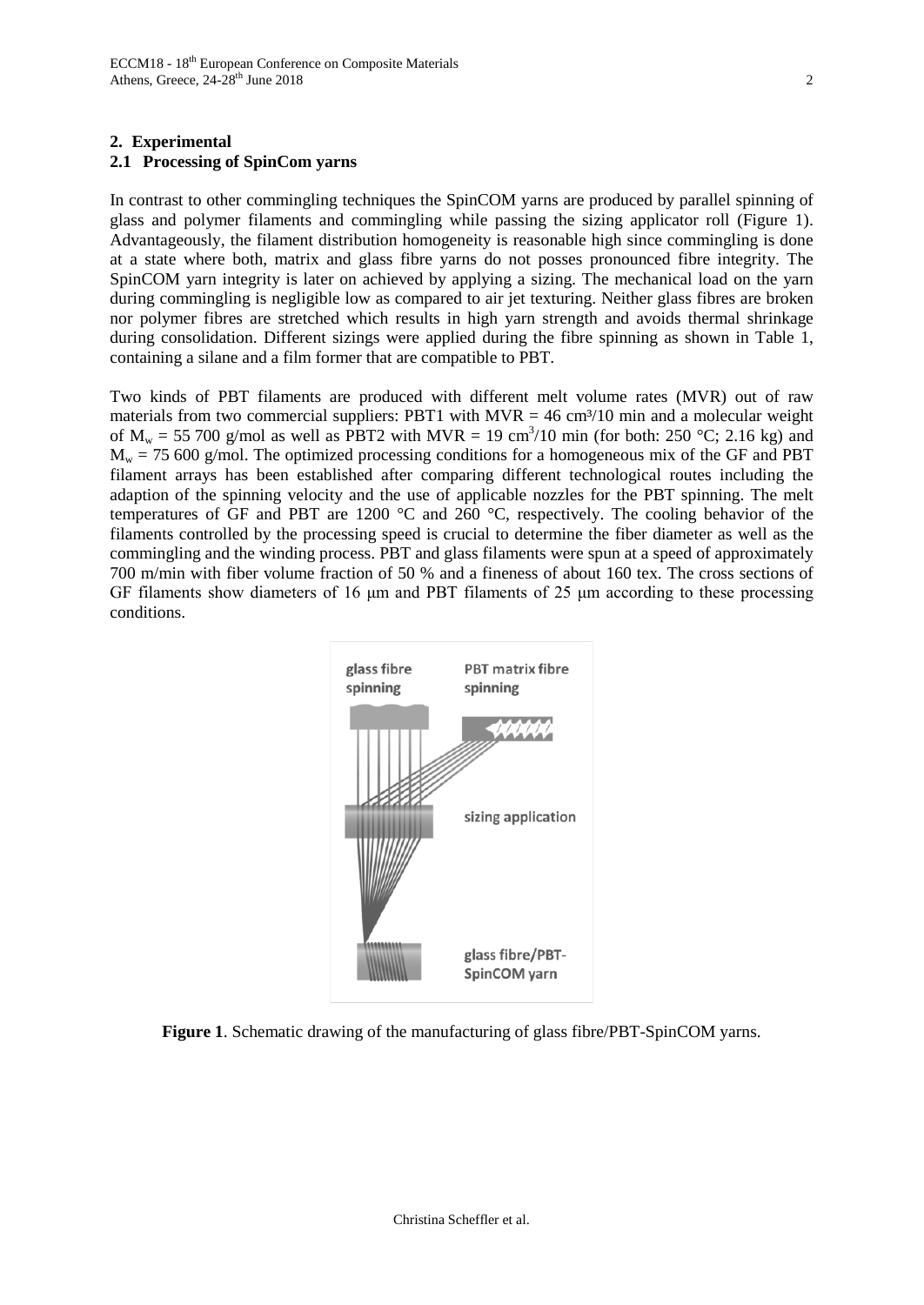## 2. Experimental

### 2.1 Processing of SpinCom yarns

In contrast to other commingling techniques the SpinCOM yarns are produced by parallel spinning of glass and polymer filaments and commingling while passing the sizing applicator roll (Figure 1). Advantageously, the filament distribution homogeneity is reasonable high since commingling is done at a state where both, matrix and glass fibre yarns do not posses pronounced fibre integrity. The SpinCOM yarn integrity is later on achieved by applying a sizing. The mechanical load on the yarn during commingling is negligible low as compared to air jet texturing. Neither glass fibres are broken nor polymer fibres are stretched which results in high yarn strength and avoids thermal shrinkage during consolidation. Different sizings were applied during the fibre spinning as shown in Table 1, containing a silane and a film former that are compatible to PBT.

Two kinds of PBT filaments are produced with different melt volume rates (MVR) out of raw materials from two commercial suppliers: PBT1 with MVR = 46 $cm^3$/10 min and a molecular weight of $M_w$ = 55 700 g/mol as well as PBT2 with MVR = 19 $cm^3$/10 min (for both: 250 °C; 2.16 kg) and $M_w$ = 75 600 g/mol. The optimized processing conditions for a homogeneous mix of the GF and PBT filament arrays has been established after comparing different technological routes including the adaption of the spinning velocity and the use of applicable nozzles for the PBT spinning. The melt temperatures of GF and PBT are 1200 °C and 260 °C, respectively. The cooling behavior of the filaments controlled by the processing speed is crucial to determine the fiber diameter as well as the commingling and the winding process. PBT and glass filaments were spun at a speed of approximately 700 m/min with fiber volume fraction of 50 % and a fineness of about 160 tex. The cross sections of GF filaments show diameters of 16 μm and PBT filaments of 25 μm according to these processing conditions.

**Figure 1**. Schematic drawing of the manufacturing of glass fibre/PBT-SpinCOM yarns.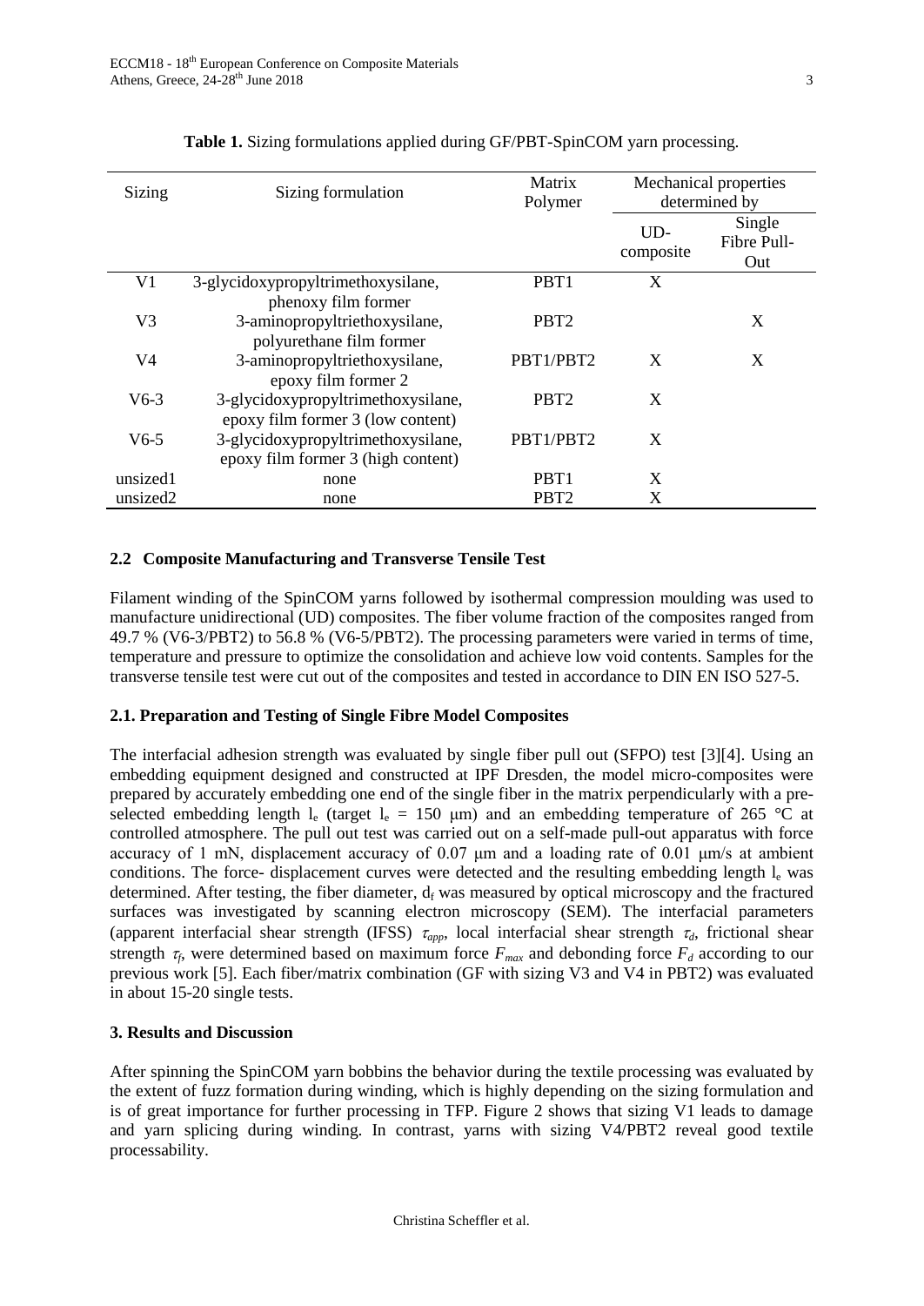**Table 1.** Sizing formulations applied during GF/PBT-SpinCOM yarn processing.

| Sizing | Sizing formulation | Matrix Polymer | Mechanical properties determined by | |
|---|---|---|---|---|
| | | | UD-composite | Single Fibre Pull-Out |
| V1 | 3-glycidoxypropyltrimethoxysilane, phenoxy film former | PBT1 | X | |
| V3 | 3-aminopropyltriethoxysilane, polyurethane film former | PBT2 | | X |
| V4 | 3-aminopropyltriethoxysilane, epoxy film former 2 | PBT1/PBT2 | X | X |
| V6-3 | 3-glycidoxypropyltrimethoxysilane, epoxy film former 3 (low content) | PBT2 | X | |
| V6-5 | 3-glycidoxypropyltrimethoxysilane, epoxy film former 3 (high content) | PBT1/PBT2 | X | |
| unsized1 | none | PBT1 | X | |
| unsized2 | none | PBT2 | X | |

### 2.2 Composite Manufacturing and Transverse Tensile Test

Filament winding of the SpinCOM yarns followed by isothermal compression moulding was used to manufacture unidirectional (UD) composites. The fiber volume fraction of the composites ranged from 49.7 % (V6-3/PBT2) to 56.8 % (V6-5/PBT2). The processing parameters were varied in terms of time, temperature and pressure to optimize the consolidation and achieve low void contents. Samples for the transverse tensile test were cut out of the composites and tested in accordance to DIN EN ISO 527-5.

### 2.1. Preparation and Testing of Single Fibre Model Composites

The interfacial adhesion strength was evaluated by single fiber pull out (SFPO) test [3][4]. Using an embedding equipment designed and constructed at IPF Dresden, the model micro-composites were prepared by accurately embedding one end of the single fiber in the matrix perpendicularly with a pre-selected embedding length $l_e$ (target $l_e$ = 150 µm) and an embedding temperature of 265 °C at controlled atmosphere. The pull out test was carried out on a self-made pull-out apparatus with force accuracy of 1 mN, displacement accuracy of 0.07 µm and a loading rate of 0.01 µm/s at ambient conditions. The force- displacement curves were detected and the resulting embedding length $l_e$ was determined. After testing, the fiber diameter, $d_f$ was measured by optical microscopy and the fractured surfaces was investigated by scanning electron microscopy (SEM). The interfacial parameters (apparent interfacial shear strength (IFSS) $\tau_{app}$, local interfacial shear strength $\tau_d$, frictional shear strength $\tau_f$, were determined based on maximum force $F_{max}$ and debonding force $F_d$ according to our previous work [5]. Each fiber/matrix combination (GF with sizing V3 and V4 in PBT2) was evaluated in about 15-20 single tests.

## 3. Results and Discussion

After spinning the SpinCOM yarn bobbins the behavior during the textile processing was evaluated by the extent of fuzz formation during winding, which is highly depending on the sizing formulation and is of great importance for further processing in TFP. Figure 2 shows that sizing V1 leads to damage and yarn splicing during winding. In contrast, yarns with sizing V4/PBT2 reveal good textile processability.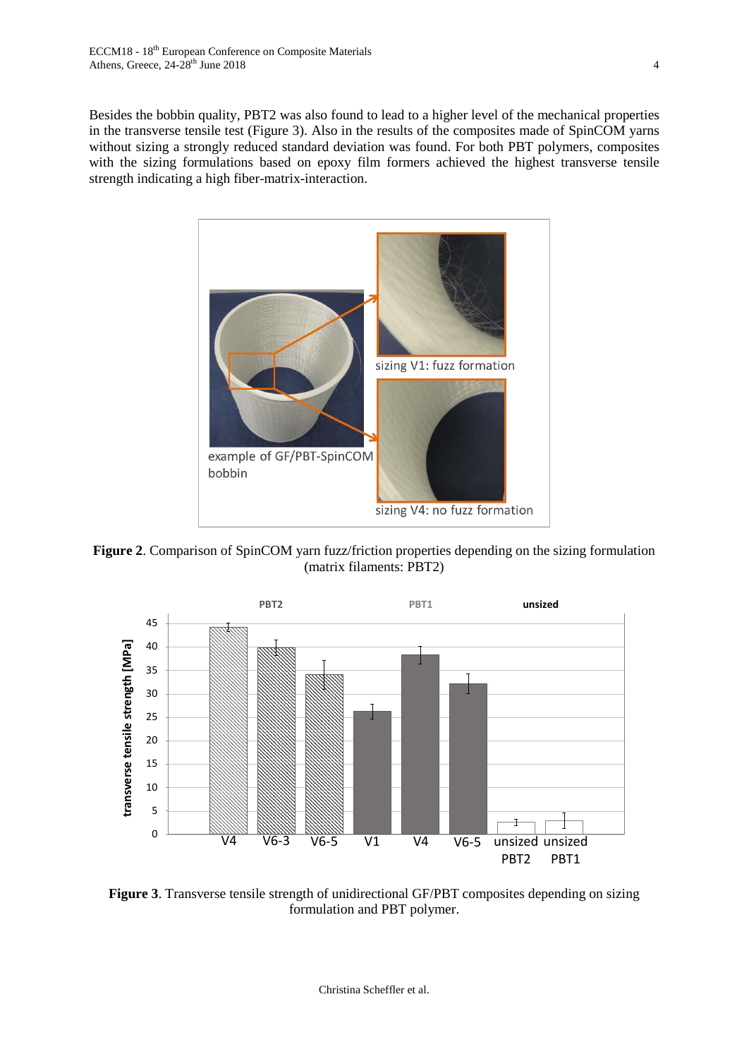Besides the bobbin quality, PBT2 was also found to lead to a higher level of the mechanical properties in the transverse tensile test (Figure 3). Also in the results of the composites made of SpinCOM yarns without sizing a strongly reduced standard deviation was found. For both PBT polymers, composites with the sizing formulations based on epoxy film formers achieved the highest transverse tensile strength indicating a high fiber-matrix-interaction.

**Figure 2**. Comparison of SpinCOM yarn fuzz/friction properties depending on the sizing formulation (matrix filaments: PBT2)

**Figure 3**. Transverse tensile strength of unidirectional GF/PBT composites depending on sizing formulation and PBT polymer.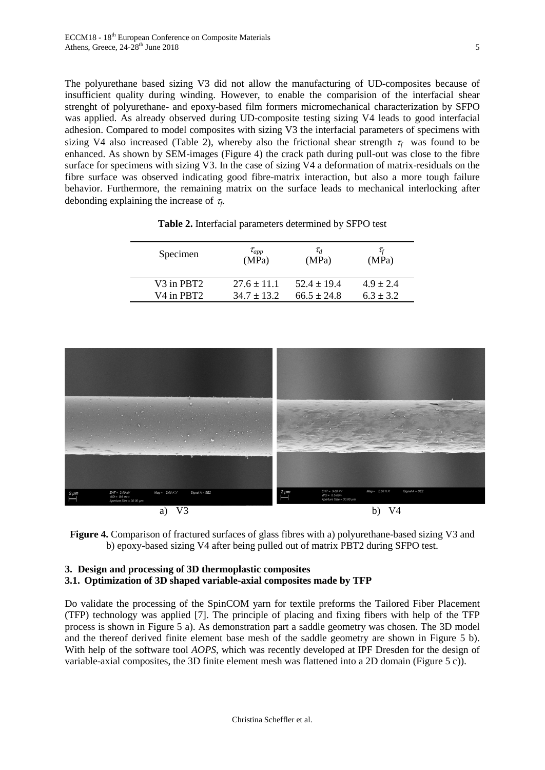The polyurethane based sizing V3 did not allow the manufacturing of UD-composites because of insufficient quality during winding. However, to enable the comparision of the interfacial shear strenght of polyurethane- and epoxy-based film formers micromechanical characterization by SFPO was applied. As already observed during UD-composite testing sizing V4 leads to good interfacial adhesion. Compared to model composites with sizing V3 the interfacial parameters of specimens with sizing V4 also increased (Table 2), whereby also the frictional shear strength $\tau_f$ was found to be enhanced. As shown by SEM-images (Figure 4) the crack path during pull-out was close to the fibre surface for specimens with sizing V3. In the case of sizing V4 a deformation of matrix-residuals on the fibre surface was observed indicating good fibre-matrix interaction, but also a more tough failure behavior. Furthermore, the remaining matrix on the surface leads to mechanical interlocking after debonding explaining the increase of $\tau_f$.

**Table 2.** Interfacial parameters determined by SFPO test

| Specimen | $\tau_{app}$ (MPa) | $\tau_d$ (MPa) | $\tau_f$ (MPa) |
|---|---|---|---|
| V3 in PBT2 | 27.6 ± 11.1 | 52.4 ± 19.4 | 4.9 ± 2.4 |
| V4 in PBT2 | 34.7 ± 13.2 | 66.5 ± 24.8 | 6.3 ± 3.2 |

a) V3 b) V4

**Figure 4.** Comparison of fractured surfaces of glass fibres with a) polyurethane-based sizing V3 and b) epoxy-based sizing V4 after being pulled out of matrix PBT2 during SFPO test.

## 3. Design and processing of 3D thermoplastic composites

### 3.1. Optimization of 3D shaped variable-axial composites made by TFP

Do validate the processing of the SpinCOM yarn for textile preforms the Tailored Fiber Placement (TFP) technology was applied [7]. The principle of placing and fixing fibers with help of the TFP process is shown in Figure 5 a). As demonstration part a saddle geometry was chosen. The 3D model and the thereof derived finite element base mesh of the saddle geometry are shown in Figure 5 b). With help of the software tool *AOPS*, which was recently developed at IPF Dresden for the design of variable-axial composites, the 3D finite element mesh was flattened into a 2D domain (Figure 5 c)).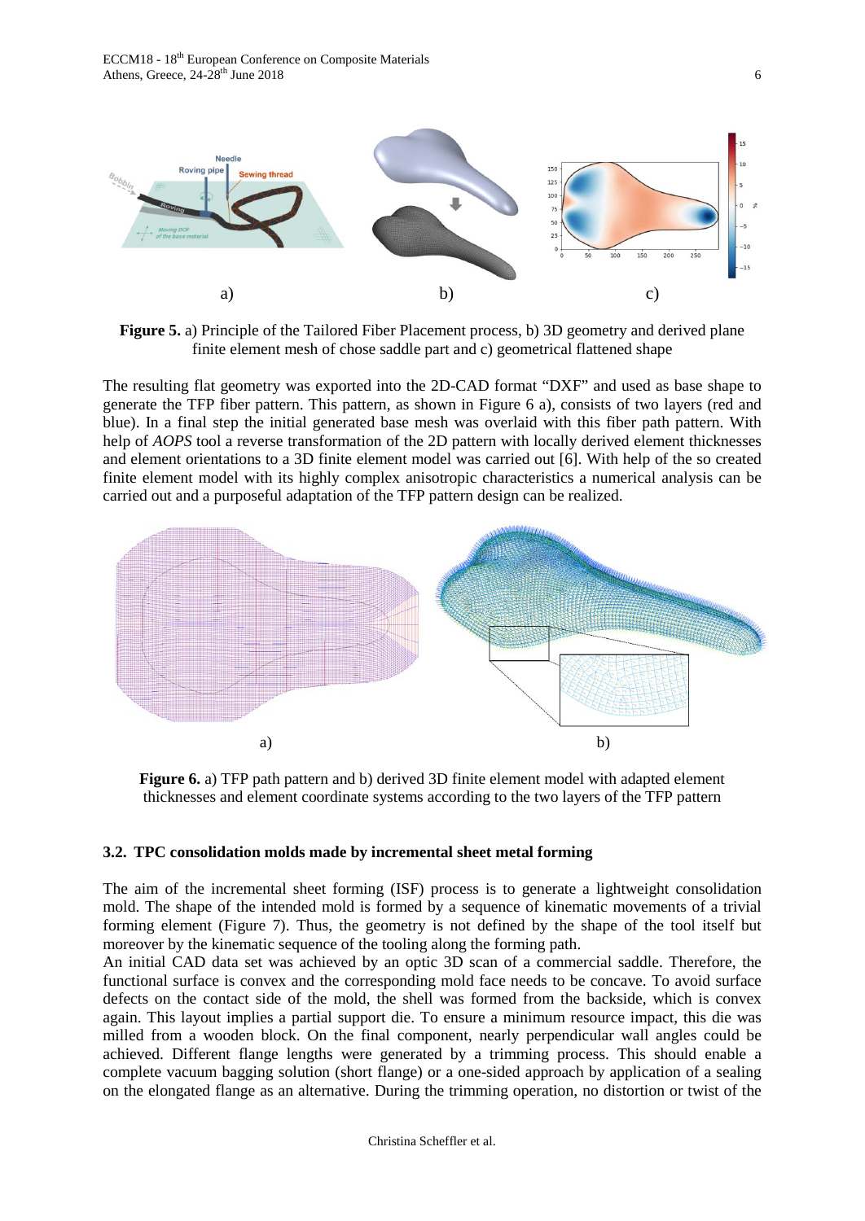**Figure 5.** a) Principle of the Tailored Fiber Placement process, b) 3D geometry and derived plane finite element mesh of chose saddle part and c) geometrical flattened shape

The resulting flat geometry was exported into the 2D-CAD format "DXF" and used as base shape to generate the TFP fiber pattern. This pattern, as shown in Figure 6 a), consists of two layers (red and blue). In a final step the initial generated base mesh was overlaid with this fiber path pattern. With help of *AOPS* tool a reverse transformation of the 2D pattern with locally derived element thicknesses and element orientations to a 3D finite element model was carried out [6]. With help of the so created finite element model with its highly complex anisotropic characteristics a numerical analysis can be carried out and a purposeful adaptation of the TFP pattern design can be realized.

**Figure 6.** a) TFP path pattern and b) derived 3D finite element model with adapted element thicknesses and element coordinate systems according to the two layers of the TFP pattern

### 3.2. TPC consolidation molds made by incremental sheet metal forming

The aim of the incremental sheet forming (ISF) process is to generate a lightweight consolidation mold. The shape of the intended mold is formed by a sequence of kinematic movements of a trivial forming element (Figure 7). Thus, the geometry is not defined by the shape of the tool itself but moreover by the kinematic sequence of the tooling along the forming path.
An initial CAD data set was achieved by an optic 3D scan of a commercial saddle. Therefore, the functional surface is convex and the corresponding mold face needs to be concave. To avoid surface defects on the contact side of the mold, the shell was formed from the backside, which is convex again. This layout implies a partial support die. To ensure a minimum resource impact, this die was milled from a wooden block. On the final component, nearly perpendicular wall angles could be achieved. Different flange lengths were generated by a trimming process. This should enable a complete vacuum bagging solution (short flange) or a one-sided approach by application of a sealing on the elongated flange as an alternative. During the trimming operation, no distortion or twist of the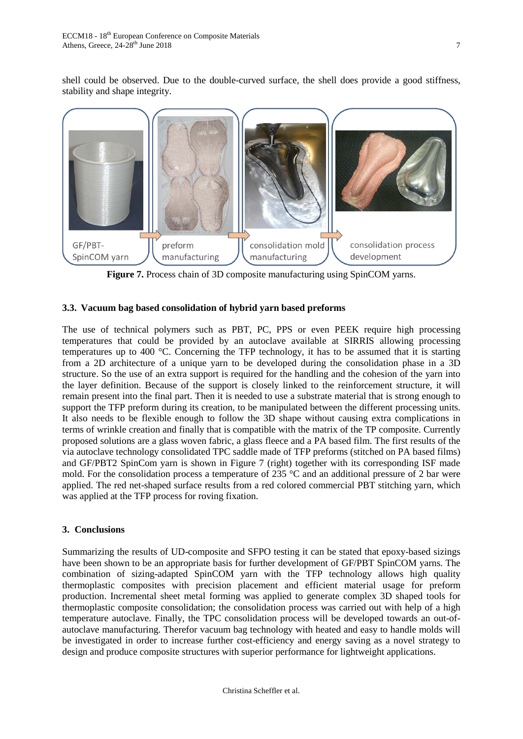shell could be observed. Due to the double-curved surface, the shell does provide a good stiffness, stability and shape integrity.

GF/PBT-SpinCOM yarn → preform manufacturing → consolidation mold manufacturing → consolidation process development

**Figure 7.** Process chain of 3D composite manufacturing using SpinCOM yarns.

### 3.3. Vacuum bag based consolidation of hybrid yarn based preforms

The use of technical polymers such as PBT, PC, PPS or even PEEK require high processing temperatures that could be provided by an autoclave available at SIRRIS allowing processing temperatures up to 400 °C. Concerning the TFP technology, it has to be assumed that it is starting from a 2D architecture of a unique yarn to be developed during the consolidation phase in a 3D structure. So the use of an extra support is required for the handling and the cohesion of the yarn into the layer definition. Because of the support is closely linked to the reinforcement structure, it will remain present into the final part. Then it is needed to use a substrate material that is strong enough to support the TFP preform during its creation, to be manipulated between the different processing units. It also needs to be flexible enough to follow the 3D shape without causing extra complications in terms of wrinkle creation and finally that is compatible with the matrix of the TP composite. Currently proposed solutions are a glass woven fabric, a glass fleece and a PA based film. The first results of the via autoclave technology consolidated TPC saddle made of TFP preforms (stitched on PA based films) and GF/PBT2 SpinCom yarn is shown in Figure 7 (right) together with its corresponding ISF made mold. For the consolidation process a temperature of 235 °C and an additional pressure of 2 bar were applied. The red net-shaped surface results from a red colored commercial PBT stitching yarn, which was applied at the TFP process for roving fixation.

## 3. Conclusions

Summarizing the results of UD-composite and SFPO testing it can be stated that epoxy-based sizings have been shown to be an appropriate basis for further development of GF/PBT SpinCOM yarns. The combination of sizing-adapted SpinCOM yarn with the TFP technology allows high quality thermoplastic composites with precision placement and efficient material usage for preform production. Incremental sheet metal forming was applied to generate complex 3D shaped tools for thermoplastic composite consolidation; the consolidation process was carried out with help of a high temperature autoclave. Finally, the TPC consolidation process will be developed towards an out-of-autoclave manufacturing. Therefor vacuum bag technology with heated and easy to handle molds will be investigated in order to increase further cost-efficiency and energy saving as a novel strategy to design and produce composite structures with superior performance for lightweight applications.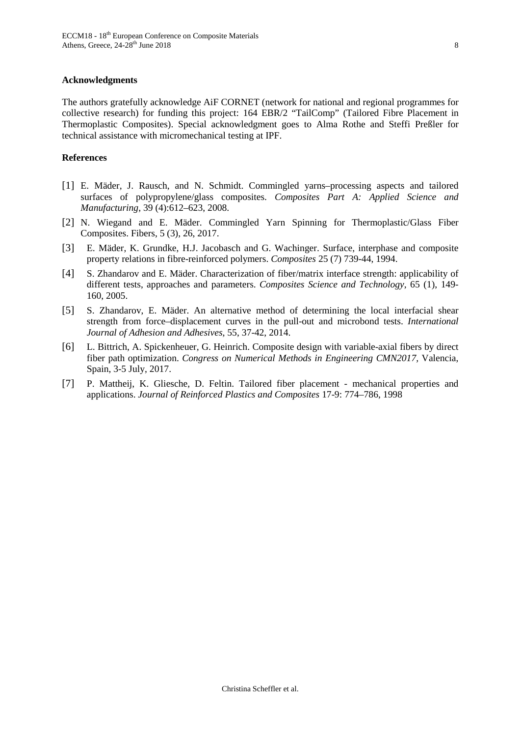## Acknowledgments

The authors gratefully acknowledge AiF CORNET (network for national and regional programmes for collective research) for funding this project: 164 EBR/2 "TailComp" (Tailored Fibre Placement in Thermoplastic Composites). Special acknowledgment goes to Alma Rothe and Steffi Preßler for technical assistance with micromechanical testing at IPF.

## References

[1] E. Mäder, J. Rausch, and N. Schmidt. Commingled yarns–processing aspects and tailored surfaces of polypropylene/glass composites. *Composites Part A: Applied Science and Manufacturing*, 39 (4):612–623, 2008.

[2] N. Wiegand and E. Mäder. Commingled Yarn Spinning for Thermoplastic/Glass Fiber Composites. Fibers, 5 (3), 26, 2017.

[3] E. Mäder, K. Grundke, H.J. Jacobasch and G. Wachinger. Surface, interphase and composite property relations in fibre-reinforced polymers. *Composites* 25 (7) 739-44, 1994.

[4] S. Zhandarov and E. Mäder. Characterization of fiber/matrix interface strength: applicability of different tests, approaches and parameters. *Composites Science and Technology*, 65 (1), 149-160, 2005.

[5] S. Zhandarov, E. Mäder. An alternative method of determining the local interfacial shear strength from force–displacement curves in the pull-out and microbond tests. *International Journal of Adhesion and Adhesives*, 55, 37-42, 2014.

[6] L. Bittrich, A. Spickenheuer, G. Heinrich. Composite design with variable-axial fibers by direct fiber path optimization. *Congress on Numerical Methods in Engineering CMN2017*, Valencia, Spain, 3-5 July, 2017.

[7] P. Mattheij, K. Gliesche, D. Feltin. Tailored fiber placement - mechanical properties and applications. *Journal of Reinforced Plastics and Composites* 17-9: 774–786, 1998